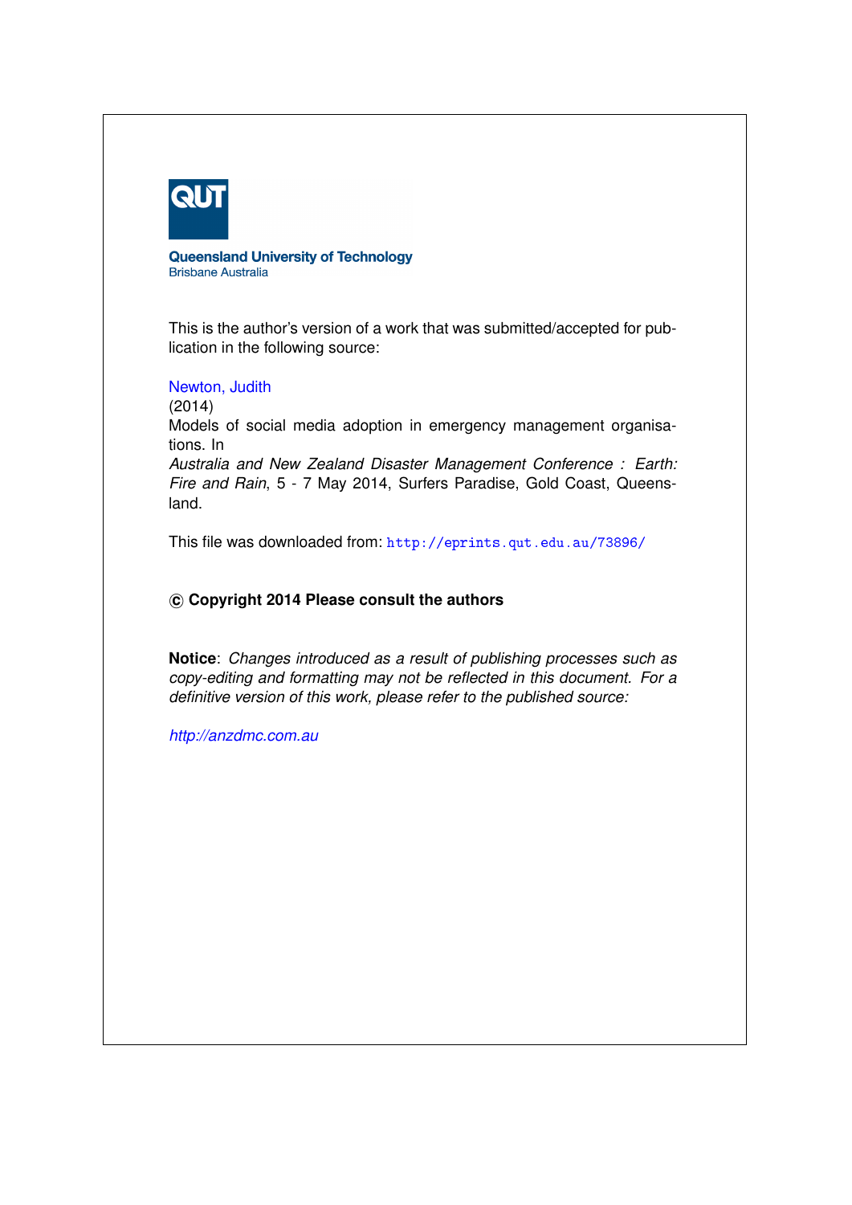QUT

**Queensland University of Technology**
Brisbane Australia

This is the author's version of a work that was submitted/accepted for publication in the following source:

Newton, Judith
(2014)
Models of social media adoption in emergency management organisations. In
*Australia and New Zealand Disaster Management Conference : Earth: Fire and Rain*, 5 - 7 May 2014, Surfers Paradise, Gold Coast, Queensland.

This file was downloaded from: `http://eprints.qut.edu.au/73896/`

**© Copyright 2014 Please consult the authors**

**Notice**: *Changes introduced as a result of publishing processes such as copy-editing and formatting may not be reflected in this document. For a definitive version of this work, please refer to the published source:*

*http://anzdmc.com.au*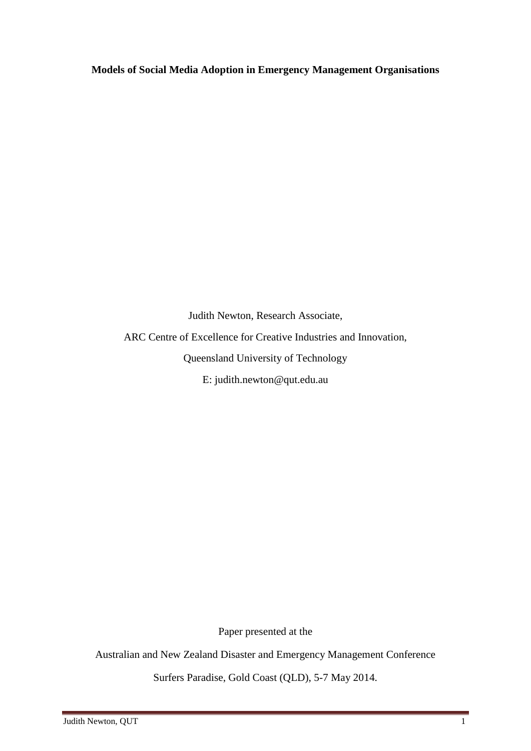**Models of Social Media Adoption in Emergency Management Organisations**

Judith Newton, Research Associate,

ARC Centre of Excellence for Creative Industries and Innovation,

Queensland University of Technology

E: judith.newton@qut.edu.au

Paper presented at the

Australian and New Zealand Disaster and Emergency Management Conference

Surfers Paradise, Gold Coast (QLD), 5-7 May 2014.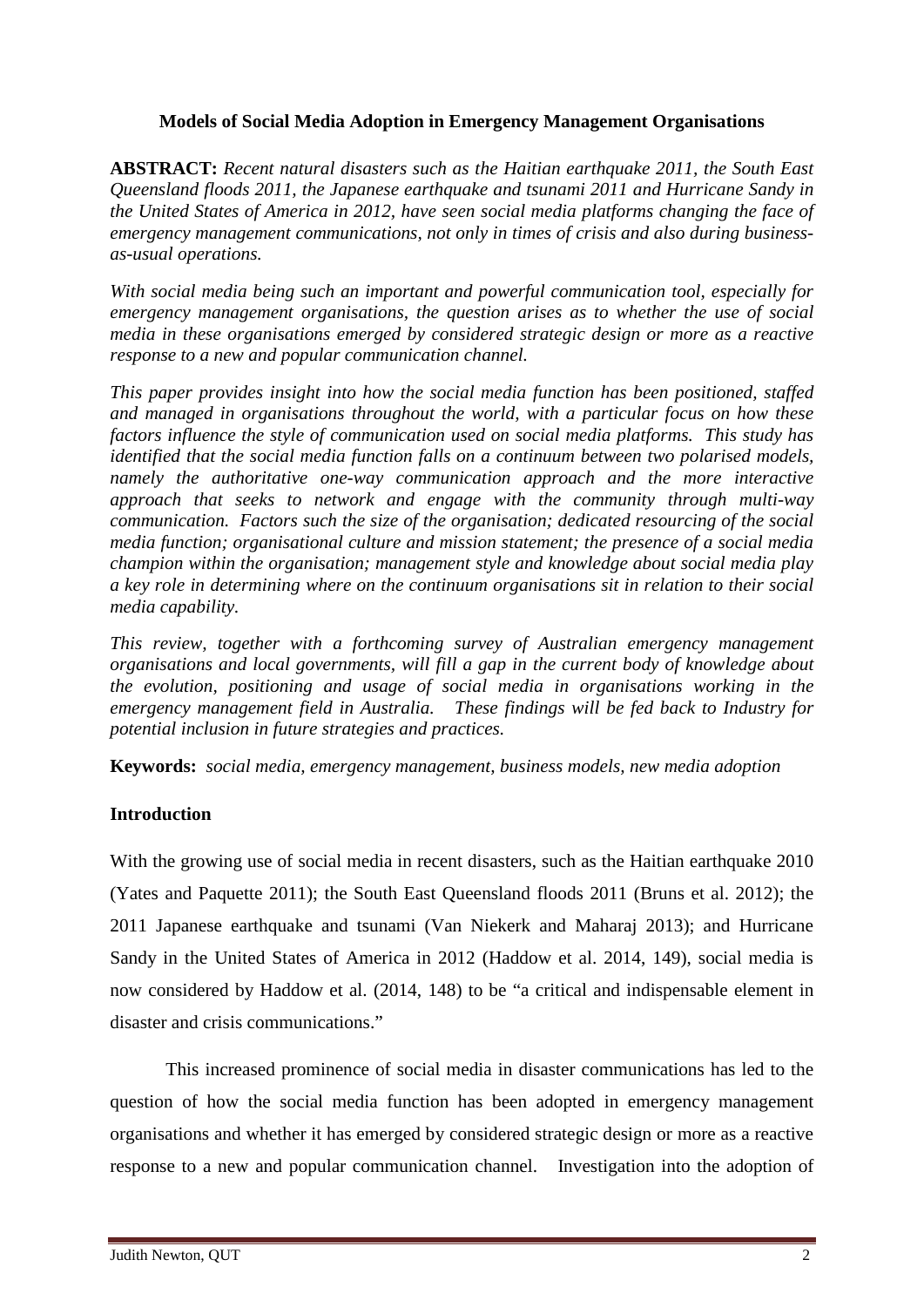**Models of Social Media Adoption in Emergency Management Organisations**

**ABSTRACT:** *Recent natural disasters such as the Haitian earthquake 2011, the South East Queensland floods 2011, the Japanese earthquake and tsunami 2011 and Hurricane Sandy in the United States of America in 2012, have seen social media platforms changing the face of emergency management communications, not only in times of crisis and also during business-as-usual operations.*

*With social media being such an important and powerful communication tool, especially for emergency management organisations, the question arises as to whether the use of social media in these organisations emerged by considered strategic design or more as a reactive response to a new and popular communication channel.*

*This paper provides insight into how the social media function has been positioned, staffed and managed in organisations throughout the world, with a particular focus on how these factors influence the style of communication used on social media platforms. This study has identified that the social media function falls on a continuum between two polarised models, namely the authoritative one-way communication approach and the more interactive approach that seeks to network and engage with the community through multi-way communication. Factors such the size of the organisation; dedicated resourcing of the social media function; organisational culture and mission statement; the presence of a social media champion within the organisation; management style and knowledge about social media play a key role in determining where on the continuum organisations sit in relation to their social media capability.*

*This review, together with a forthcoming survey of Australian emergency management organisations and local governments, will fill a gap in the current body of knowledge about the evolution, positioning and usage of social media in organisations working in the emergency management field in Australia. These findings will be fed back to Industry for potential inclusion in future strategies and practices.*

**Keywords:** *social media, emergency management, business models, new media adoption*

## Introduction

With the growing use of social media in recent disasters, such as the Haitian earthquake 2010 (Yates and Paquette 2011); the South East Queensland floods 2011 (Bruns et al. 2012); the 2011 Japanese earthquake and tsunami (Van Niekerk and Maharaj 2013); and Hurricane Sandy in the United States of America in 2012 (Haddow et al. 2014, 149), social media is now considered by Haddow et al. (2014, 148) to be "a critical and indispensable element in disaster and crisis communications."

This increased prominence of social media in disaster communications has led to the question of how the social media function has been adopted in emergency management organisations and whether it has emerged by considered strategic design or more as a reactive response to a new and popular communication channel. Investigation into the adoption of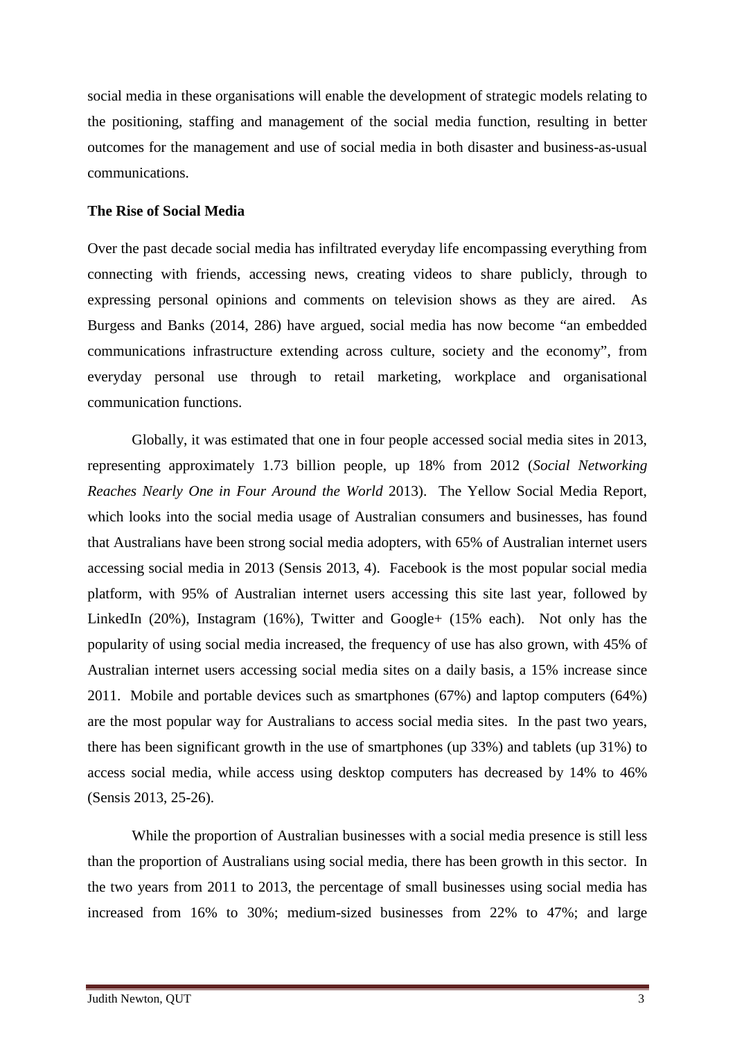social media in these organisations will enable the development of strategic models relating to the positioning, staffing and management of the social media function, resulting in better outcomes for the management and use of social media in both disaster and business-as-usual communications.

**The Rise of Social Media**

Over the past decade social media has infiltrated everyday life encompassing everything from connecting with friends, accessing news, creating videos to share publicly, through to expressing personal opinions and comments on television shows as they are aired. As Burgess and Banks (2014, 286) have argued, social media has now become "an embedded communications infrastructure extending across culture, society and the economy", from everyday personal use through to retail marketing, workplace and organisational communication functions.

Globally, it was estimated that one in four people accessed social media sites in 2013, representing approximately 1.73 billion people, up 18% from 2012 (*Social Networking Reaches Nearly One in Four Around the World* 2013). The Yellow Social Media Report, which looks into the social media usage of Australian consumers and businesses, has found that Australians have been strong social media adopters, with 65% of Australian internet users accessing social media in 2013 (Sensis 2013, 4). Facebook is the most popular social media platform, with 95% of Australian internet users accessing this site last year, followed by LinkedIn (20%), Instagram (16%), Twitter and Google+ (15% each). Not only has the popularity of using social media increased, the frequency of use has also grown, with 45% of Australian internet users accessing social media sites on a daily basis, a 15% increase since 2011. Mobile and portable devices such as smartphones (67%) and laptop computers (64%) are the most popular way for Australians to access social media sites. In the past two years, there has been significant growth in the use of smartphones (up 33%) and tablets (up 31%) to access social media, while access using desktop computers has decreased by 14% to 46% (Sensis 2013, 25-26).

While the proportion of Australian businesses with a social media presence is still less than the proportion of Australians using social media, there has been growth in this sector. In the two years from 2011 to 2013, the percentage of small businesses using social media has increased from 16% to 30%; medium-sized businesses from 22% to 47%; and large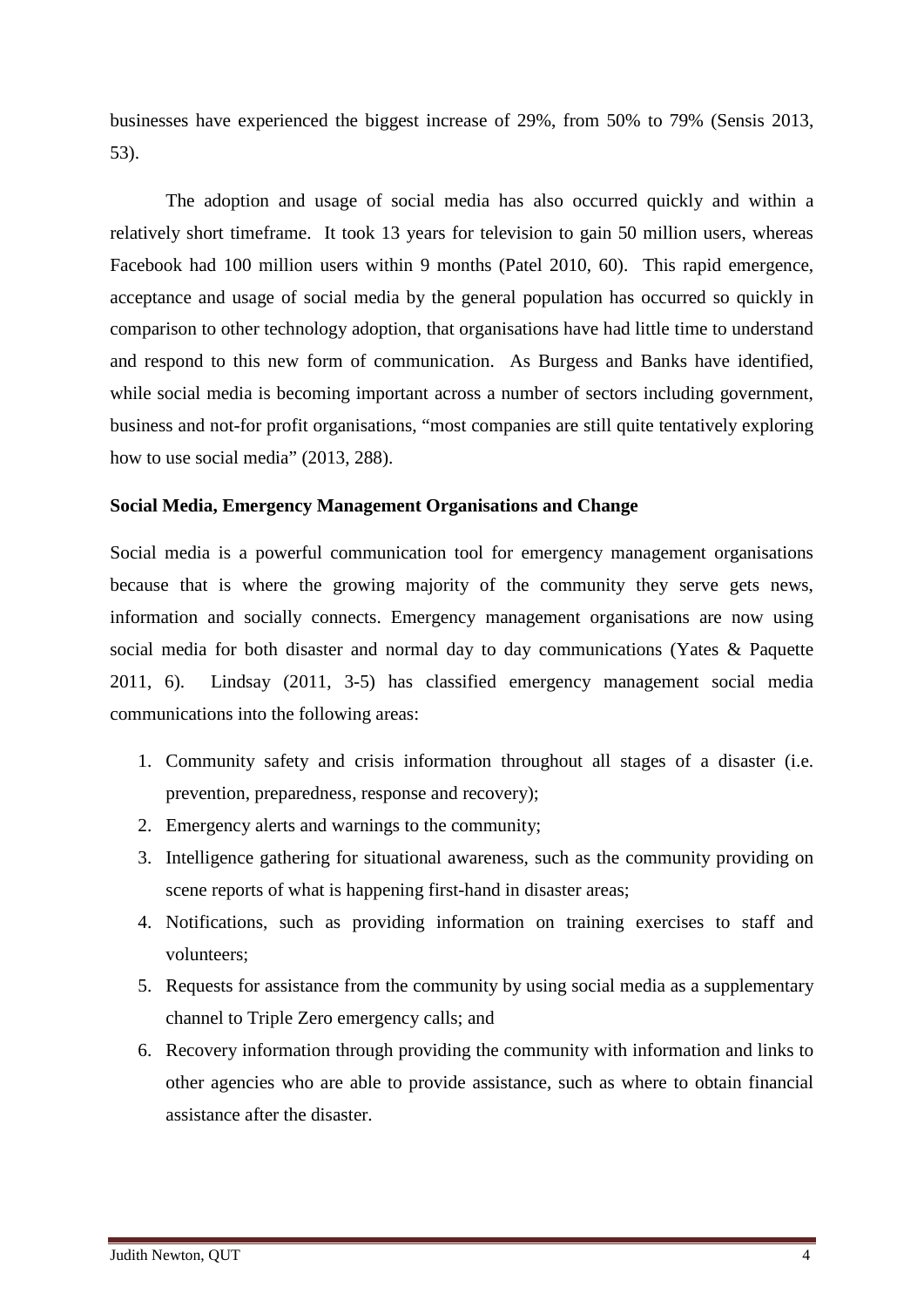businesses have experienced the biggest increase of 29%, from 50% to 79% (Sensis 2013, 53).

The adoption and usage of social media has also occurred quickly and within a relatively short timeframe. It took 13 years for television to gain 50 million users, whereas Facebook had 100 million users within 9 months (Patel 2010, 60). This rapid emergence, acceptance and usage of social media by the general population has occurred so quickly in comparison to other technology adoption, that organisations have had little time to understand and respond to this new form of communication. As Burgess and Banks have identified, while social media is becoming important across a number of sectors including government, business and not-for profit organisations, "most companies are still quite tentatively exploring how to use social media" (2013, 288).

**Social Media, Emergency Management Organisations and Change**

Social media is a powerful communication tool for emergency management organisations because that is where the growing majority of the community they serve gets news, information and socially connects. Emergency management organisations are now using social media for both disaster and normal day to day communications (Yates & Paquette 2011, 6). Lindsay (2011, 3-5) has classified emergency management social media communications into the following areas:

1. Community safety and crisis information throughout all stages of a disaster (i.e. prevention, preparedness, response and recovery);
2. Emergency alerts and warnings to the community;
3. Intelligence gathering for situational awareness, such as the community providing on scene reports of what is happening first-hand in disaster areas;
4. Notifications, such as providing information on training exercises to staff and volunteers;
5. Requests for assistance from the community by using social media as a supplementary channel to Triple Zero emergency calls; and
6. Recovery information through providing the community with information and links to other agencies who are able to provide assistance, such as where to obtain financial assistance after the disaster.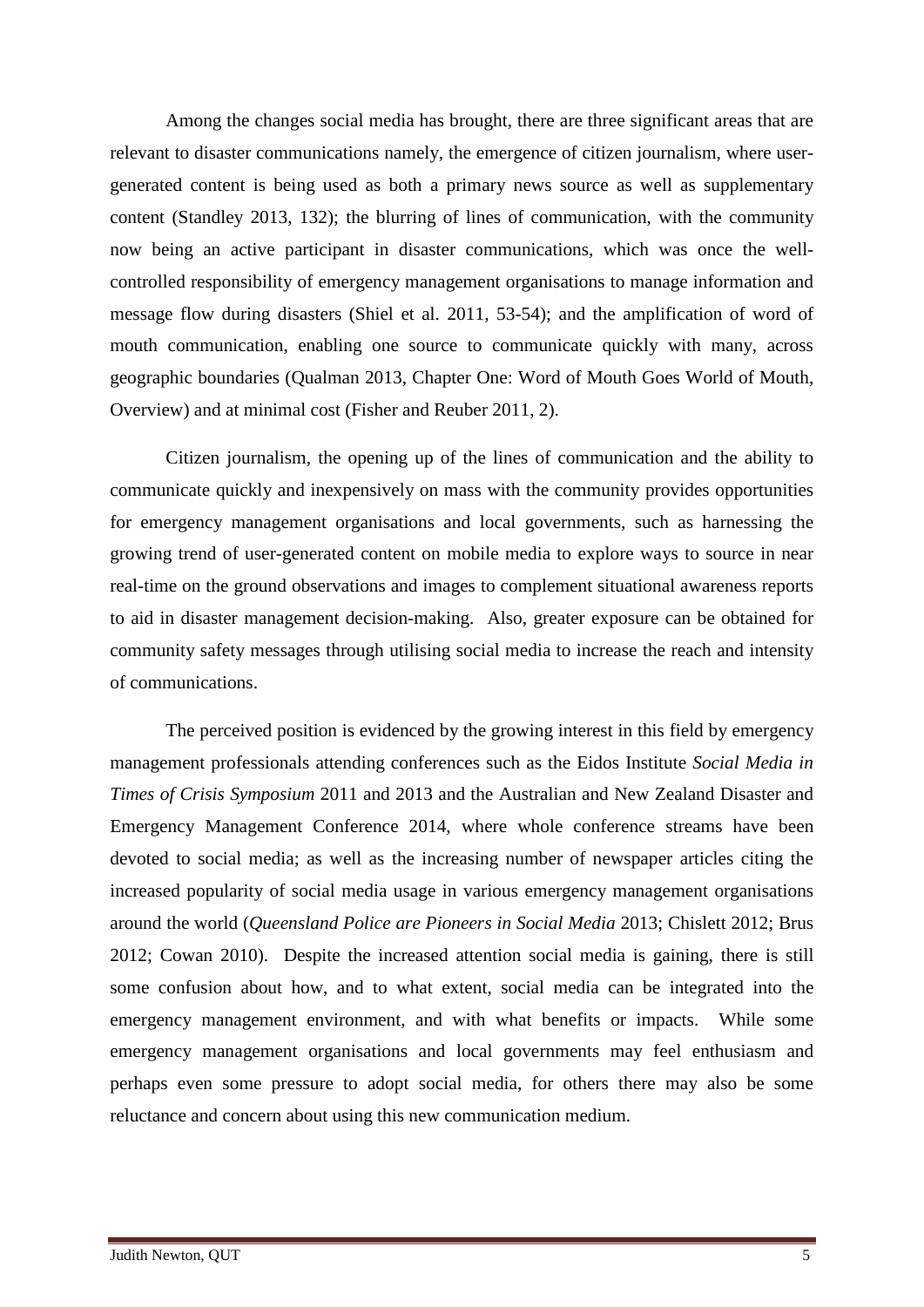Among the changes social media has brought, there are three significant areas that are relevant to disaster communications namely, the emergence of citizen journalism, where user-generated content is being used as both a primary news source as well as supplementary content (Standley 2013, 132); the blurring of lines of communication, with the community now being an active participant in disaster communications, which was once the well-controlled responsibility of emergency management organisations to manage information and message flow during disasters (Shiel et al. 2011, 53-54); and the amplification of word of mouth communication, enabling one source to communicate quickly with many, across geographic boundaries (Qualman 2013, Chapter One: Word of Mouth Goes World of Mouth, Overview) and at minimal cost (Fisher and Reuber 2011, 2).

Citizen journalism, the opening up of the lines of communication and the ability to communicate quickly and inexpensively on mass with the community provides opportunities for emergency management organisations and local governments, such as harnessing the growing trend of user-generated content on mobile media to explore ways to source in near real-time on the ground observations and images to complement situational awareness reports to aid in disaster management decision-making. Also, greater exposure can be obtained for community safety messages through utilising social media to increase the reach and intensity of communications.

The perceived position is evidenced by the growing interest in this field by emergency management professionals attending conferences such as the Eidos Institute *Social Media in Times of Crisis Symposium* 2011 and 2013 and the Australian and New Zealand Disaster and Emergency Management Conference 2014, where whole conference streams have been devoted to social media; as well as the increasing number of newspaper articles citing the increased popularity of social media usage in various emergency management organisations around the world (*Queensland Police are Pioneers in Social Media* 2013; Chislett 2012; Brus 2012; Cowan 2010). Despite the increased attention social media is gaining, there is still some confusion about how, and to what extent, social media can be integrated into the emergency management environment, and with what benefits or impacts. While some emergency management organisations and local governments may feel enthusiasm and perhaps even some pressure to adopt social media, for others there may also be some reluctance and concern about using this new communication medium.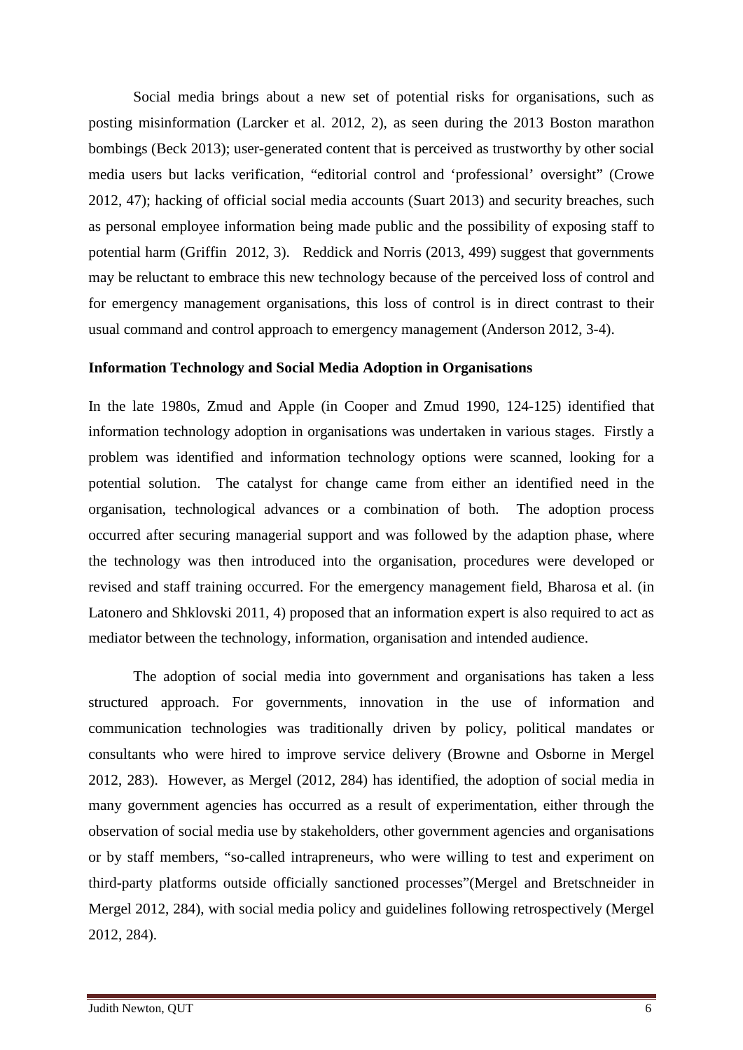Social media brings about a new set of potential risks for organisations, such as posting misinformation (Larcker et al. 2012, 2), as seen during the 2013 Boston marathon bombings (Beck 2013); user-generated content that is perceived as trustworthy by other social media users but lacks verification, "editorial control and 'professional' oversight" (Crowe 2012, 47); hacking of official social media accounts (Suart 2013) and security breaches, such as personal employee information being made public and the possibility of exposing staff to potential harm (Griffin 2012, 3). Reddick and Norris (2013, 499) suggest that governments may be reluctant to embrace this new technology because of the perceived loss of control and for emergency management organisations, this loss of control is in direct contrast to their usual command and control approach to emergency management (Anderson 2012, 3-4).

**Information Technology and Social Media Adoption in Organisations**

In the late 1980s, Zmud and Apple (in Cooper and Zmud 1990, 124-125) identified that information technology adoption in organisations was undertaken in various stages. Firstly a problem was identified and information technology options were scanned, looking for a potential solution. The catalyst for change came from either an identified need in the organisation, technological advances or a combination of both. The adoption process occurred after securing managerial support and was followed by the adaption phase, where the technology was then introduced into the organisation, procedures were developed or revised and staff training occurred. For the emergency management field, Bharosa et al. (in Latonero and Shklovski 2011, 4) proposed that an information expert is also required to act as mediator between the technology, information, organisation and intended audience.

The adoption of social media into government and organisations has taken a less structured approach. For governments, innovation in the use of information and communication technologies was traditionally driven by policy, political mandates or consultants who were hired to improve service delivery (Browne and Osborne in Mergel 2012, 283). However, as Mergel (2012, 284) has identified, the adoption of social media in many government agencies has occurred as a result of experimentation, either through the observation of social media use by stakeholders, other government agencies and organisations or by staff members, "so-called intrapreneurs, who were willing to test and experiment on third-party platforms outside officially sanctioned processes"(Mergel and Bretschneider in Mergel 2012, 284), with social media policy and guidelines following retrospectively (Mergel 2012, 284).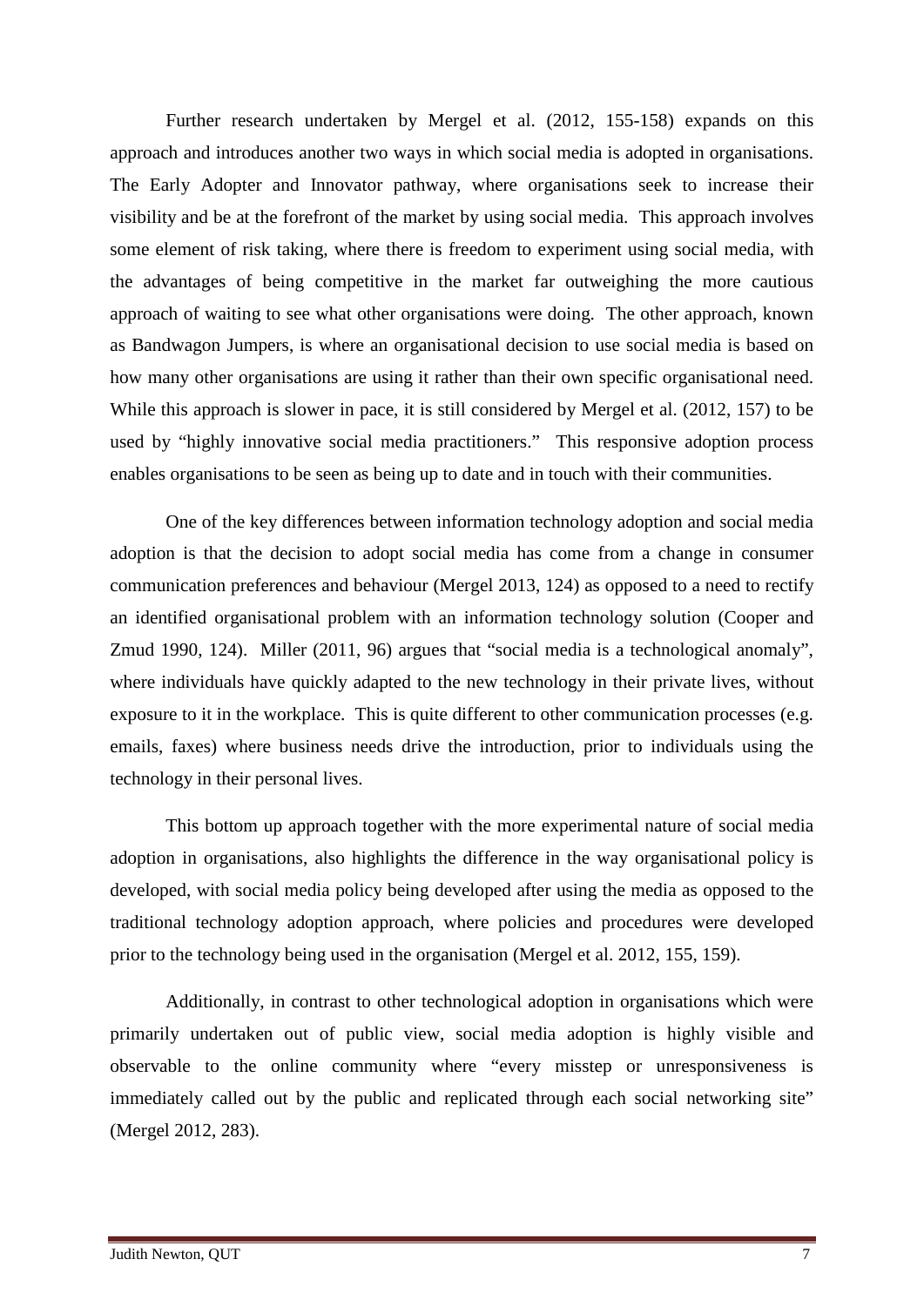Further research undertaken by Mergel et al. (2012, 155-158) expands on this approach and introduces another two ways in which social media is adopted in organisations. The Early Adopter and Innovator pathway, where organisations seek to increase their visibility and be at the forefront of the market by using social media. This approach involves some element of risk taking, where there is freedom to experiment using social media, with the advantages of being competitive in the market far outweighing the more cautious approach of waiting to see what other organisations were doing. The other approach, known as Bandwagon Jumpers, is where an organisational decision to use social media is based on how many other organisations are using it rather than their own specific organisational need. While this approach is slower in pace, it is still considered by Mergel et al. (2012, 157) to be used by "highly innovative social media practitioners." This responsive adoption process enables organisations to be seen as being up to date and in touch with their communities.

One of the key differences between information technology adoption and social media adoption is that the decision to adopt social media has come from a change in consumer communication preferences and behaviour (Mergel 2013, 124) as opposed to a need to rectify an identified organisational problem with an information technology solution (Cooper and Zmud 1990, 124). Miller (2011, 96) argues that "social media is a technological anomaly", where individuals have quickly adapted to the new technology in their private lives, without exposure to it in the workplace. This is quite different to other communication processes (e.g. emails, faxes) where business needs drive the introduction, prior to individuals using the technology in their personal lives.

This bottom up approach together with the more experimental nature of social media adoption in organisations, also highlights the difference in the way organisational policy is developed, with social media policy being developed after using the media as opposed to the traditional technology adoption approach, where policies and procedures were developed prior to the technology being used in the organisation (Mergel et al. 2012, 155, 159).

Additionally, in contrast to other technological adoption in organisations which were primarily undertaken out of public view, social media adoption is highly visible and observable to the online community where "every misstep or unresponsiveness is immediately called out by the public and replicated through each social networking site" (Mergel 2012, 283).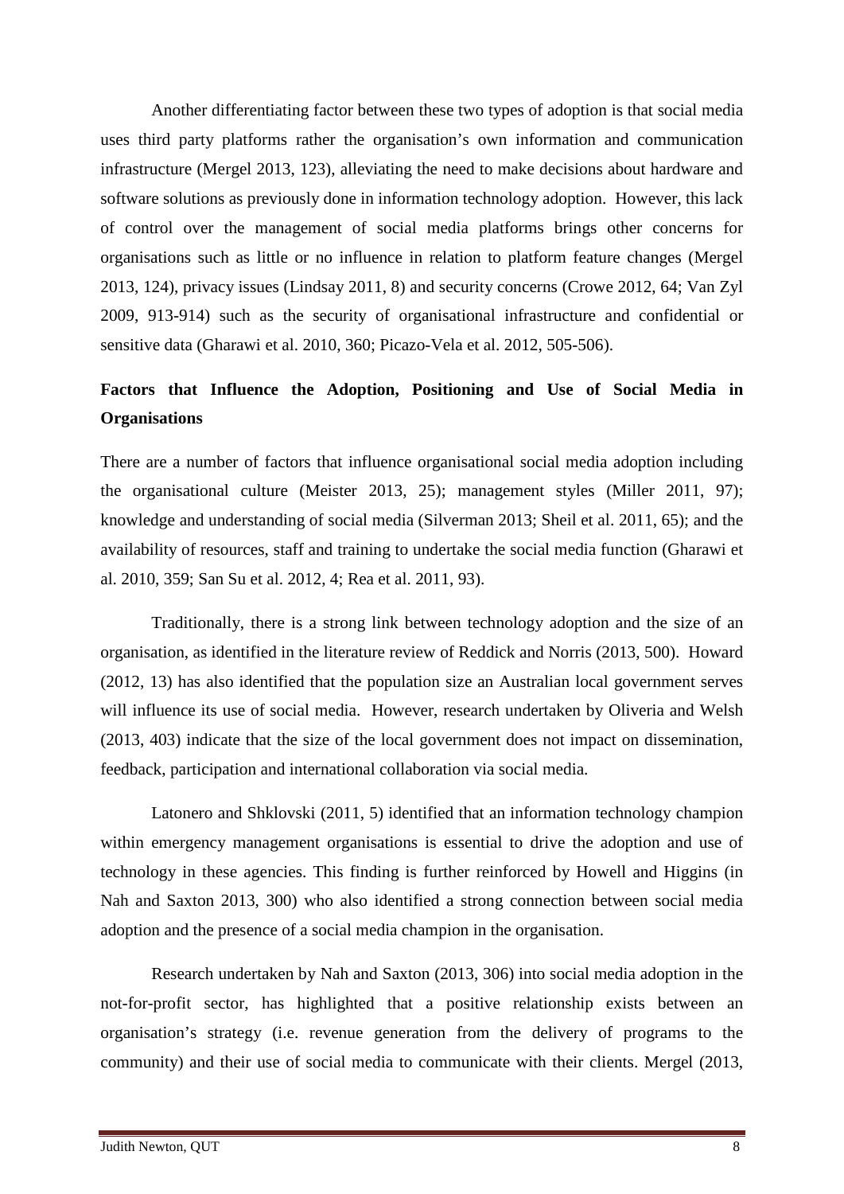Another differentiating factor between these two types of adoption is that social media uses third party platforms rather the organisation's own information and communication infrastructure (Mergel 2013, 123), alleviating the need to make decisions about hardware and software solutions as previously done in information technology adoption. However, this lack of control over the management of social media platforms brings other concerns for organisations such as little or no influence in relation to platform feature changes (Mergel 2013, 124), privacy issues (Lindsay 2011, 8) and security concerns (Crowe 2012, 64; Van Zyl 2009, 913-914) such as the security of organisational infrastructure and confidential or sensitive data (Gharawi et al. 2010, 360; Picazo-Vela et al. 2012, 505-506).

## Factors that Influence the Adoption, Positioning and Use of Social Media in Organisations

There are a number of factors that influence organisational social media adoption including the organisational culture (Meister 2013, 25); management styles (Miller 2011, 97); knowledge and understanding of social media (Silverman 2013; Sheil et al. 2011, 65); and the availability of resources, staff and training to undertake the social media function (Gharawi et al. 2010, 359; San Su et al. 2012, 4; Rea et al. 2011, 93).

Traditionally, there is a strong link between technology adoption and the size of an organisation, as identified in the literature review of Reddick and Norris (2013, 500). Howard (2012, 13) has also identified that the population size an Australian local government serves will influence its use of social media. However, research undertaken by Oliveria and Welsh (2013, 403) indicate that the size of the local government does not impact on dissemination, feedback, participation and international collaboration via social media.

Latonero and Shklovski (2011, 5) identified that an information technology champion within emergency management organisations is essential to drive the adoption and use of technology in these agencies. This finding is further reinforced by Howell and Higgins (in Nah and Saxton 2013, 300) who also identified a strong connection between social media adoption and the presence of a social media champion in the organisation.

Research undertaken by Nah and Saxton (2013, 306) into social media adoption in the not-for-profit sector, has highlighted that a positive relationship exists between an organisation's strategy (i.e. revenue generation from the delivery of programs to the community) and their use of social media to communicate with their clients. Mergel (2013,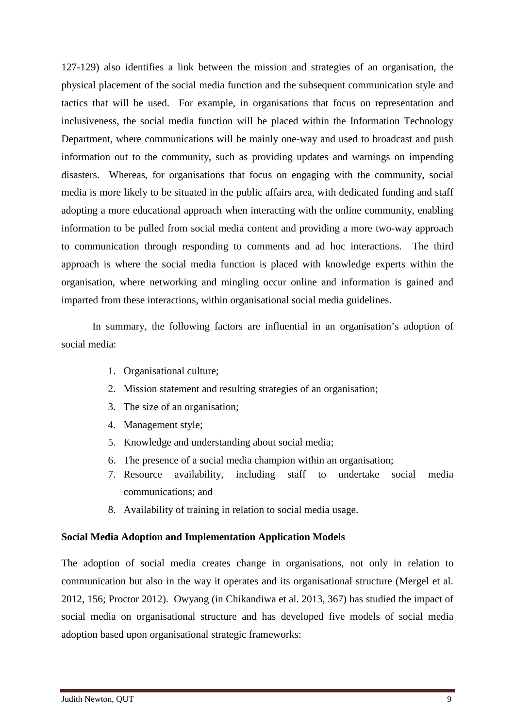127-129) also identifies a link between the mission and strategies of an organisation, the physical placement of the social media function and the subsequent communication style and tactics that will be used. For example, in organisations that focus on representation and inclusiveness, the social media function will be placed within the Information Technology Department, where communications will be mainly one-way and used to broadcast and push information out to the community, such as providing updates and warnings on impending disasters. Whereas, for organisations that focus on engaging with the community, social media is more likely to be situated in the public affairs area, with dedicated funding and staff adopting a more educational approach when interacting with the online community, enabling information to be pulled from social media content and providing a more two-way approach to communication through responding to comments and ad hoc interactions. The third approach is where the social media function is placed with knowledge experts within the organisation, where networking and mingling occur online and information is gained and imparted from these interactions, within organisational social media guidelines.

In summary, the following factors are influential in an organisation's adoption of social media:

1. Organisational culture;
2. Mission statement and resulting strategies of an organisation;
3. The size of an organisation;
4. Management style;
5. Knowledge and understanding about social media;
6. The presence of a social media champion within an organisation;
7. Resource availability, including staff to undertake social media communications; and
8. Availability of training in relation to social media usage.

**Social Media Adoption and Implementation Application Models**

The adoption of social media creates change in organisations, not only in relation to communication but also in the way it operates and its organisational structure (Mergel et al. 2012, 156; Proctor 2012). Owyang (in Chikandiwa et al. 2013, 367) has studied the impact of social media on organisational structure and has developed five models of social media adoption based upon organisational strategic frameworks: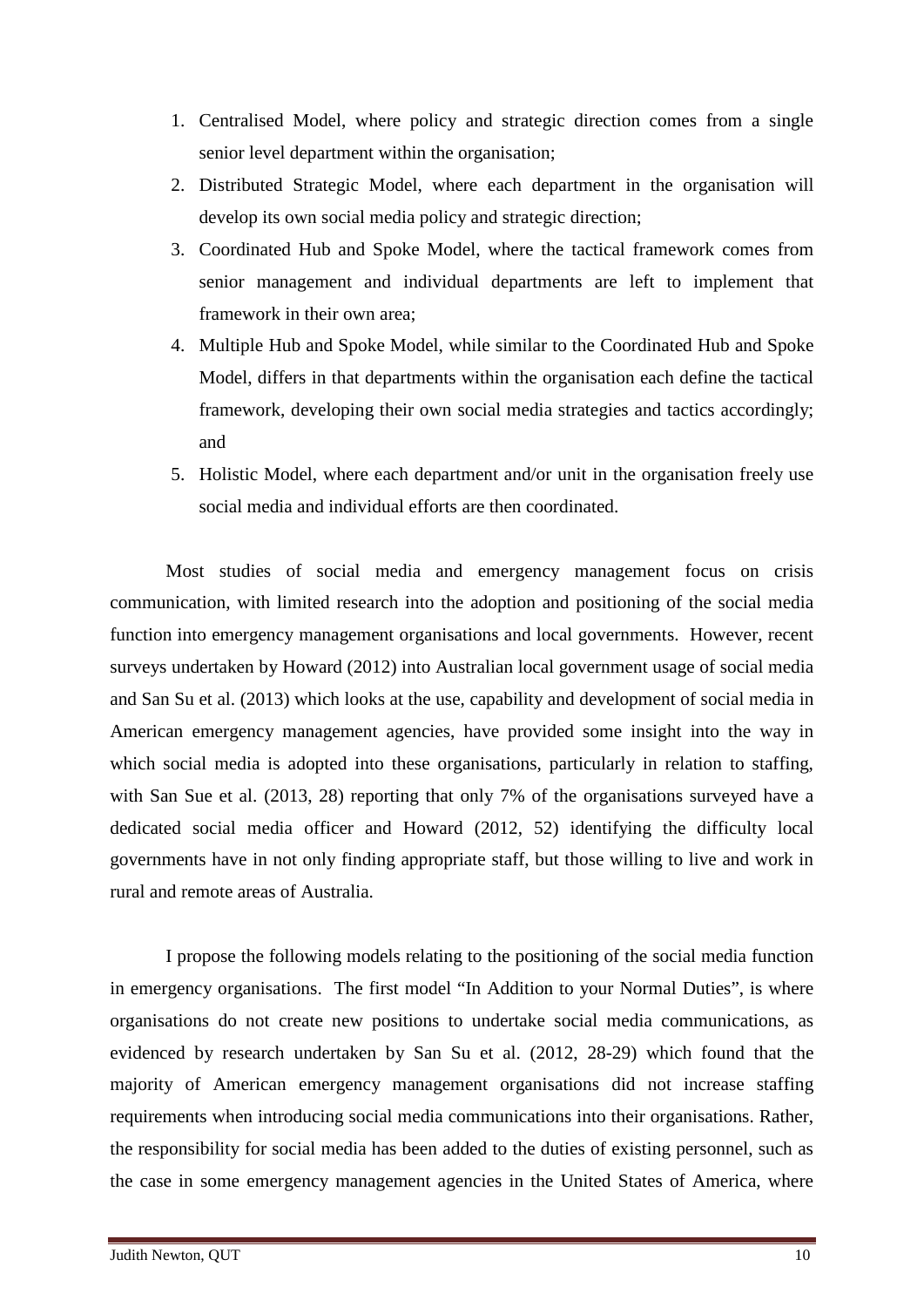1. Centralised Model, where policy and strategic direction comes from a single senior level department within the organisation;
2. Distributed Strategic Model, where each department in the organisation will develop its own social media policy and strategic direction;
3. Coordinated Hub and Spoke Model, where the tactical framework comes from senior management and individual departments are left to implement that framework in their own area;
4. Multiple Hub and Spoke Model, while similar to the Coordinated Hub and Spoke Model, differs in that departments within the organisation each define the tactical framework, developing their own social media strategies and tactics accordingly; and
5. Holistic Model, where each department and/or unit in the organisation freely use social media and individual efforts are then coordinated.

Most studies of social media and emergency management focus on crisis communication, with limited research into the adoption and positioning of the social media function into emergency management organisations and local governments. However, recent surveys undertaken by Howard (2012) into Australian local government usage of social media and San Su et al. (2013) which looks at the use, capability and development of social media in American emergency management agencies, have provided some insight into the way in which social media is adopted into these organisations, particularly in relation to staffing, with San Sue et al. (2013, 28) reporting that only 7% of the organisations surveyed have a dedicated social media officer and Howard (2012, 52) identifying the difficulty local governments have in not only finding appropriate staff, but those willing to live and work in rural and remote areas of Australia.

I propose the following models relating to the positioning of the social media function in emergency organisations. The first model "In Addition to your Normal Duties", is where organisations do not create new positions to undertake social media communications, as evidenced by research undertaken by San Su et al. (2012, 28-29) which found that the majority of American emergency management organisations did not increase staffing requirements when introducing social media communications into their organisations. Rather, the responsibility for social media has been added to the duties of existing personnel, such as the case in some emergency management agencies in the United States of America, where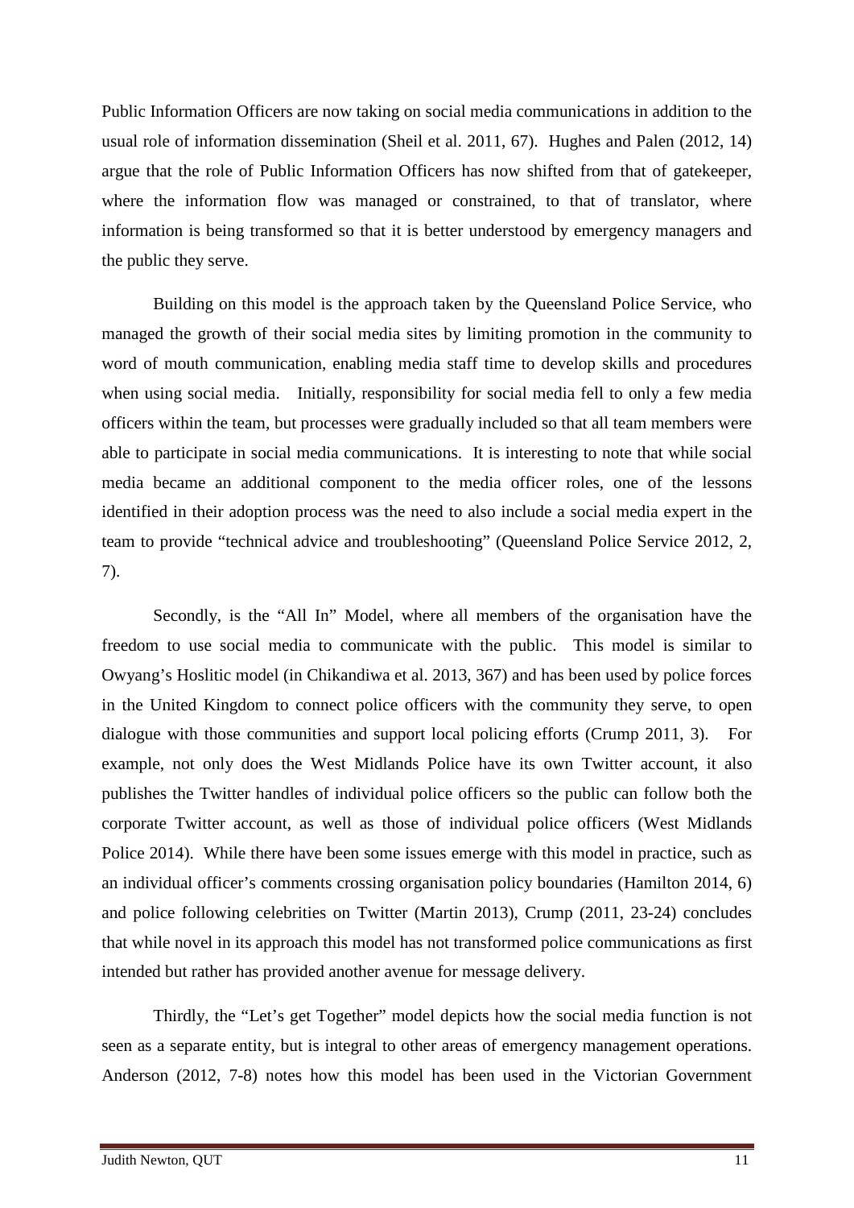Public Information Officers are now taking on social media communications in addition to the usual role of information dissemination (Sheil et al. 2011, 67). Hughes and Palen (2012, 14) argue that the role of Public Information Officers has now shifted from that of gatekeeper, where the information flow was managed or constrained, to that of translator, where information is being transformed so that it is better understood by emergency managers and the public they serve.

Building on this model is the approach taken by the Queensland Police Service, who managed the growth of their social media sites by limiting promotion in the community to word of mouth communication, enabling media staff time to develop skills and procedures when using social media. Initially, responsibility for social media fell to only a few media officers within the team, but processes were gradually included so that all team members were able to participate in social media communications. It is interesting to note that while social media became an additional component to the media officer roles, one of the lessons identified in their adoption process was the need to also include a social media expert in the team to provide "technical advice and troubleshooting" (Queensland Police Service 2012, 2, 7).

Secondly, is the "All In" Model, where all members of the organisation have the freedom to use social media to communicate with the public. This model is similar to Owyang's Hoslitic model (in Chikandiwa et al. 2013, 367) and has been used by police forces in the United Kingdom to connect police officers with the community they serve, to open dialogue with those communities and support local policing efforts (Crump 2011, 3). For example, not only does the West Midlands Police have its own Twitter account, it also publishes the Twitter handles of individual police officers so the public can follow both the corporate Twitter account, as well as those of individual police officers (West Midlands Police 2014). While there have been some issues emerge with this model in practice, such as an individual officer's comments crossing organisation policy boundaries (Hamilton 2014, 6) and police following celebrities on Twitter (Martin 2013), Crump (2011, 23-24) concludes that while novel in its approach this model has not transformed police communications as first intended but rather has provided another avenue for message delivery.

Thirdly, the "Let's get Together" model depicts how the social media function is not seen as a separate entity, but is integral to other areas of emergency management operations. Anderson (2012, 7-8) notes how this model has been used in the Victorian Government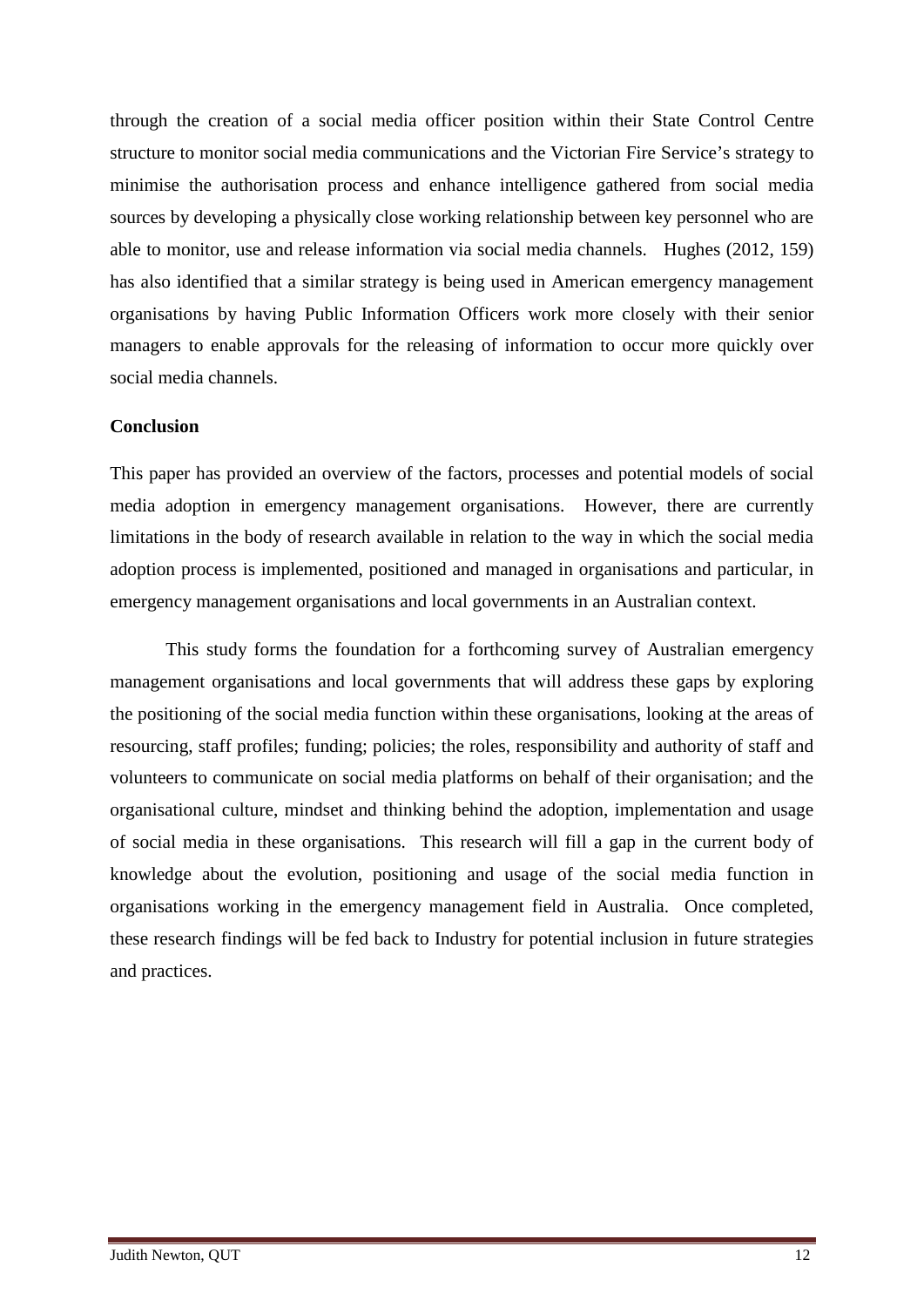through the creation of a social media officer position within their State Control Centre structure to monitor social media communications and the Victorian Fire Service's strategy to minimise the authorisation process and enhance intelligence gathered from social media sources by developing a physically close working relationship between key personnel who are able to monitor, use and release information via social media channels. Hughes (2012, 159) has also identified that a similar strategy is being used in American emergency management organisations by having Public Information Officers work more closely with their senior managers to enable approvals for the releasing of information to occur more quickly over social media channels.

**Conclusion**

This paper has provided an overview of the factors, processes and potential models of social media adoption in emergency management organisations. However, there are currently limitations in the body of research available in relation to the way in which the social media adoption process is implemented, positioned and managed in organisations and particular, in emergency management organisations and local governments in an Australian context.

This study forms the foundation for a forthcoming survey of Australian emergency management organisations and local governments that will address these gaps by exploring the positioning of the social media function within these organisations, looking at the areas of resourcing, staff profiles; funding; policies; the roles, responsibility and authority of staff and volunteers to communicate on social media platforms on behalf of their organisation; and the organisational culture, mindset and thinking behind the adoption, implementation and usage of social media in these organisations. This research will fill a gap in the current body of knowledge about the evolution, positioning and usage of the social media function in organisations working in the emergency management field in Australia. Once completed, these research findings will be fed back to Industry for potential inclusion in future strategies and practices.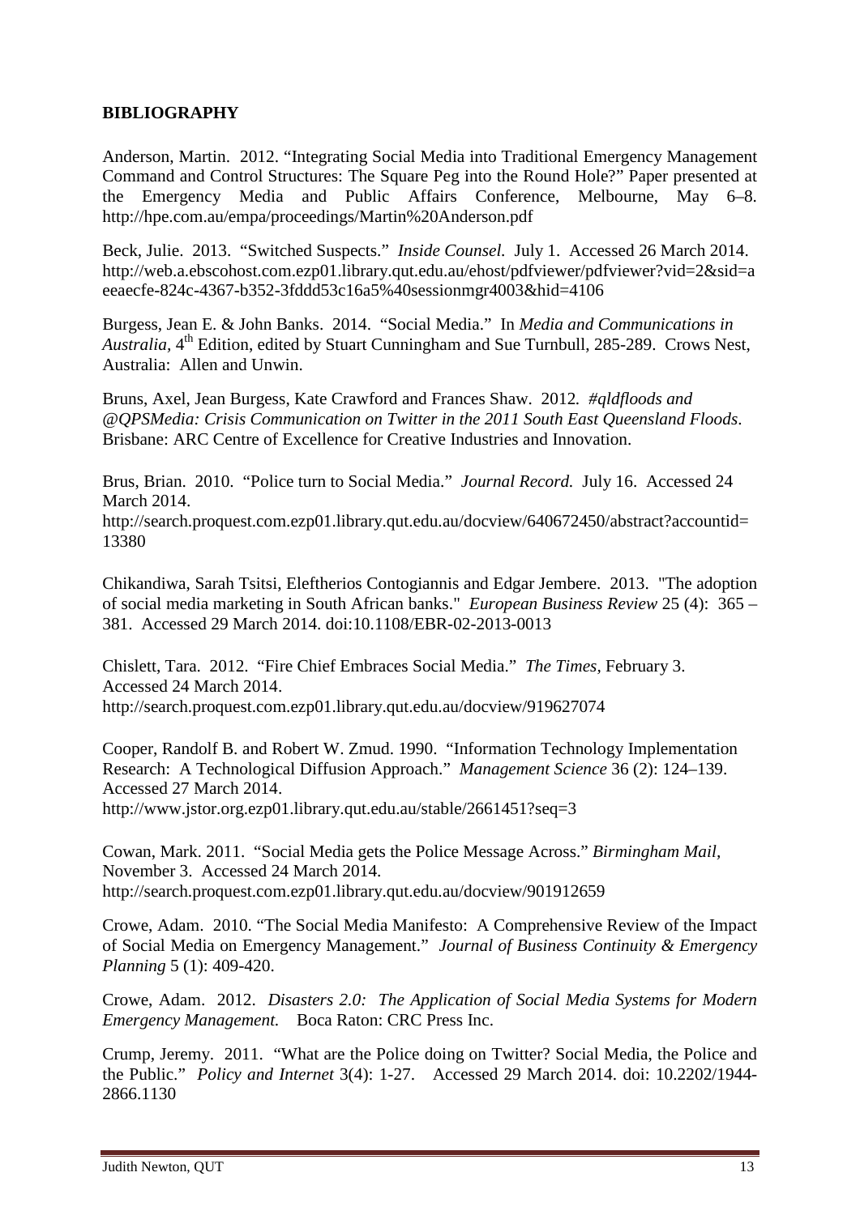## BIBLIOGRAPHY

Anderson, Martin. 2012. "Integrating Social Media into Traditional Emergency Management Command and Control Structures: The Square Peg into the Round Hole?" Paper presented at the Emergency Media and Public Affairs Conference, Melbourne, May 6–8. http://hpe.com.au/empa/proceedings/Martin%20Anderson.pdf

Beck, Julie. 2013. "Switched Suspects." *Inside Counsel.* July 1. Accessed 26 March 2014. http://web.a.ebscohost.com.ezp01.library.qut.edu.au/ehost/pdfviewer/pdfviewer?vid=2&sid=aeeaecfe-824c-4367-b352-3fddd53c16a5%40sessionmgr4003&hid=4106

Burgess, Jean E. & John Banks. 2014. "Social Media." In *Media and Communications in Australia*, 4th Edition, edited by Stuart Cunningham and Sue Turnbull, 285-289. Crows Nest, Australia: Allen and Unwin.

Bruns, Axel, Jean Burgess, Kate Crawford and Frances Shaw. 2012. *#qldfloods and @QPSMedia: Crisis Communication on Twitter in the 2011 South East Queensland Floods*. Brisbane: ARC Centre of Excellence for Creative Industries and Innovation.

Brus, Brian. 2010. "Police turn to Social Media." *Journal Record.* July 16. Accessed 24 March 2014. http://search.proquest.com.ezp01.library.qut.edu.au/docview/640672450/abstract?accountid=13380

Chikandiwa, Sarah Tsitsi, Eleftherios Contogiannis and Edgar Jembere. 2013. "The adoption of social media marketing in South African banks." *European Business Review* 25 (4): 365 – 381. Accessed 29 March 2014. doi:10.1108/EBR-02-2013-0013

Chislett, Tara. 2012. "Fire Chief Embraces Social Media." *The Times*, February 3. Accessed 24 March 2014. http://search.proquest.com.ezp01.library.qut.edu.au/docview/919627074

Cooper, Randolf B. and Robert W. Zmud. 1990. "Information Technology Implementation Research: A Technological Diffusion Approach." *Management Science* 36 (2): 124–139. Accessed 27 March 2014. http://www.jstor.org.ezp01.library.qut.edu.au/stable/2661451?seq=3

Cowan, Mark. 2011. "Social Media gets the Police Message Across." *Birmingham Mail*, November 3. Accessed 24 March 2014. http://search.proquest.com.ezp01.library.qut.edu.au/docview/901912659

Crowe, Adam. 2010. "The Social Media Manifesto: A Comprehensive Review of the Impact of Social Media on Emergency Management." *Journal of Business Continuity & Emergency Planning* 5 (1): 409-420.

Crowe, Adam. 2012. *Disasters 2.0: The Application of Social Media Systems for Modern Emergency Management.* Boca Raton: CRC Press Inc.

Crump, Jeremy. 2011. "What are the Police doing on Twitter? Social Media, the Police and the Public." *Policy and Internet* 3(4): 1-27. Accessed 29 March 2014. doi: 10.2202/1944-2866.1130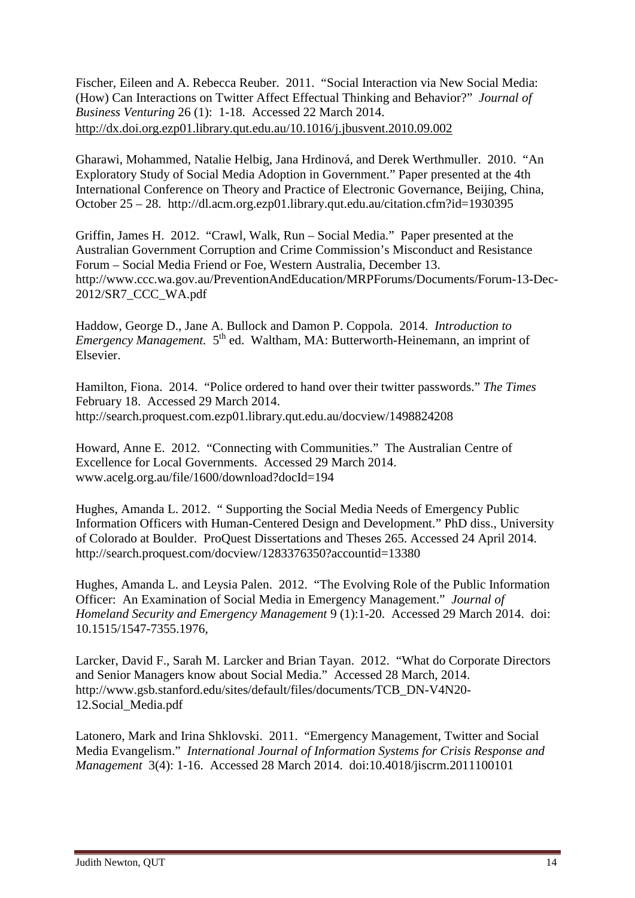Fischer, Eileen and A. Rebecca Reuber. 2011. "Social Interaction via New Social Media: (How) Can Interactions on Twitter Affect Effectual Thinking and Behavior?" *Journal of Business Venturing* 26 (1): 1-18. Accessed 22 March 2014. http://dx.doi.org.ezp01.library.qut.edu.au/10.1016/j.jbusvent.2010.09.002

Gharawi, Mohammed, Natalie Helbig, Jana Hrdinová, and Derek Werthmuller. 2010. "An Exploratory Study of Social Media Adoption in Government." Paper presented at the 4th International Conference on Theory and Practice of Electronic Governance, Beijing, China, October 25 – 28. http://dl.acm.org.ezp01.library.qut.edu.au/citation.cfm?id=1930395

Griffin, James H. 2012. "Crawl, Walk, Run – Social Media." Paper presented at the Australian Government Corruption and Crime Commission's Misconduct and Resistance Forum – Social Media Friend or Foe, Western Australia, December 13. http://www.ccc.wa.gov.au/PreventionAndEducation/MRPForums/Documents/Forum-13-Dec-2012/SR7_CCC_WA.pdf

Haddow, George D., Jane A. Bullock and Damon P. Coppola. 2014. *Introduction to Emergency Management.* 5th ed. Waltham, MA: Butterworth-Heinemann, an imprint of Elsevier.

Hamilton, Fiona. 2014. "Police ordered to hand over their twitter passwords." *The Times* February 18. Accessed 29 March 2014. http://search.proquest.com.ezp01.library.qut.edu.au/docview/1498824208

Howard, Anne E. 2012. "Connecting with Communities." The Australian Centre of Excellence for Local Governments. Accessed 29 March 2014. www.acelg.org.au/file/1600/download?docId=194

Hughes, Amanda L. 2012. " Supporting the Social Media Needs of Emergency Public Information Officers with Human-Centered Design and Development." PhD diss., University of Colorado at Boulder. ProQuest Dissertations and Theses 265. Accessed 24 April 2014. http://search.proquest.com/docview/1283376350?accountid=13380

Hughes, Amanda L. and Leysia Palen. 2012. "The Evolving Role of the Public Information Officer: An Examination of Social Media in Emergency Management." *Journal of Homeland Security and Emergency Management* 9 (1):1-20. Accessed 29 March 2014. doi: 10.1515/1547-7355.1976,

Larcker, David F., Sarah M. Larcker and Brian Tayan. 2012. "What do Corporate Directors and Senior Managers know about Social Media." Accessed 28 March, 2014. http://www.gsb.stanford.edu/sites/default/files/documents/TCB_DN-V4N20-12.Social_Media.pdf

Latonero, Mark and Irina Shklovski. 2011. "Emergency Management, Twitter and Social Media Evangelism." *International Journal of Information Systems for Crisis Response and Management* 3(4): 1-16. Accessed 28 March 2014. doi:10.4018/jiscrm.2011100101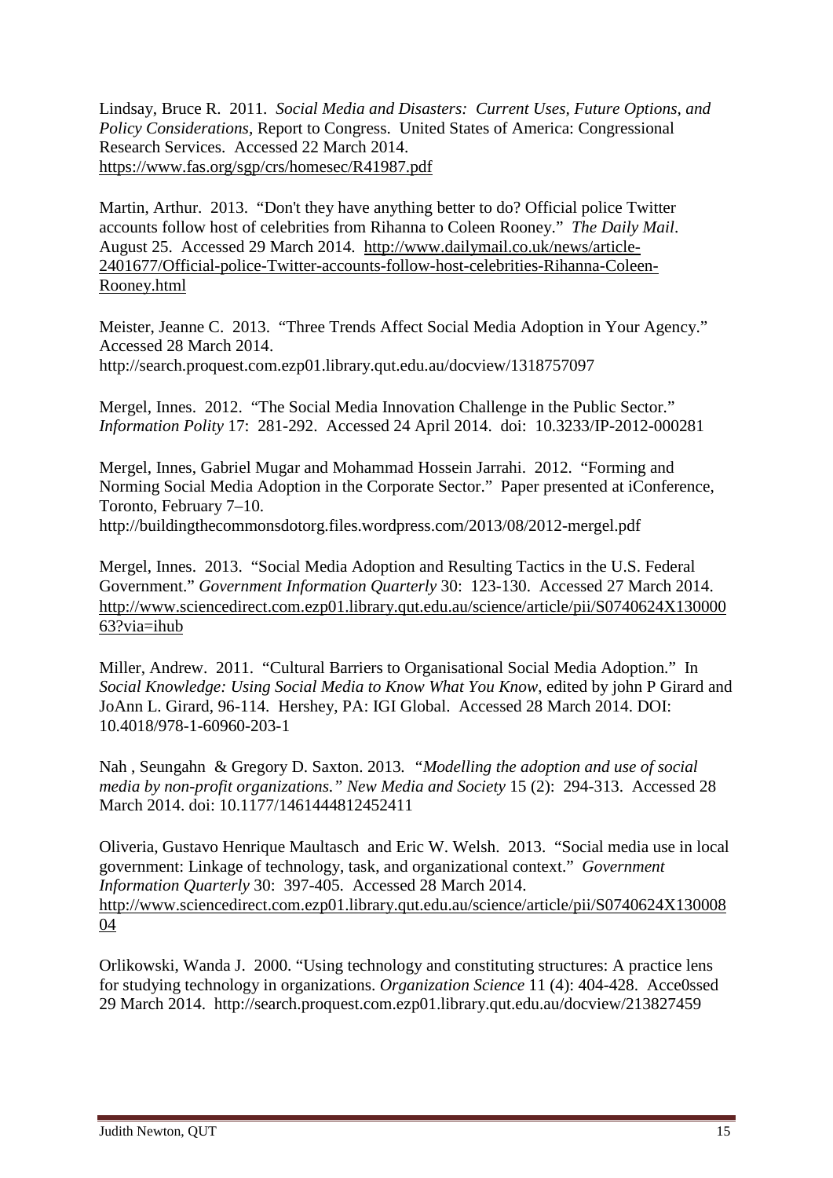Lindsay, Bruce R. 2011. *Social Media and Disasters: Current Uses, Future Options, and Policy Considerations*, Report to Congress. United States of America: Congressional Research Services. Accessed 22 March 2014. https://www.fas.org/sgp/crs/homesec/R41987.pdf

Martin, Arthur. 2013. "Don't they have anything better to do? Official police Twitter accounts follow host of celebrities from Rihanna to Coleen Rooney." *The Daily Mail*. August 25. Accessed 29 March 2014. http://www.dailymail.co.uk/news/article-2401677/Official-police-Twitter-accounts-follow-host-celebrities-Rihanna-Coleen-Rooney.html

Meister, Jeanne C. 2013. "Three Trends Affect Social Media Adoption in Your Agency." Accessed 28 March 2014. http://search.proquest.com.ezp01.library.qut.edu.au/docview/1318757097

Mergel, Innes. 2012. "The Social Media Innovation Challenge in the Public Sector." *Information Polity* 17: 281-292. Accessed 24 April 2014. doi: 10.3233/IP-2012-000281

Mergel, Innes, Gabriel Mugar and Mohammad Hossein Jarrahi. 2012. "Forming and Norming Social Media Adoption in the Corporate Sector." Paper presented at iConference, Toronto, February 7–10. http://buildingthecommonsdotorg.files.wordpress.com/2013/08/2012-mergel.pdf

Mergel, Innes. 2013. "Social Media Adoption and Resulting Tactics in the U.S. Federal Government." *Government Information Quarterly* 30: 123-130. Accessed 27 March 2014. http://www.sciencedirect.com.ezp01.library.qut.edu.au/science/article/pii/S0740624X13000063?via=ihub

Miller, Andrew. 2011. "Cultural Barriers to Organisational Social Media Adoption." In *Social Knowledge: Using Social Media to Know What You Know*, edited by john P Girard and JoAnn L. Girard, 96-114. Hershey, PA: IGI Global. Accessed 28 March 2014. DOI: 10.4018/978-1-60960-203-1

Nah , Seungahn & Gregory D. Saxton. 2013. *"Modelling the adoption and use of social media by non-profit organizations." New Media and Society* 15 (2): 294-313. Accessed 28 March 2014. doi: 10.1177/1461444812452411

Oliveria, Gustavo Henrique Maultasch and Eric W. Welsh. 2013. "Social media use in local government: Linkage of technology, task, and organizational context." *Government Information Quarterly* 30: 397-405. Accessed 28 March 2014. http://www.sciencedirect.com.ezp01.library.qut.edu.au/science/article/pii/S0740624X13000804

Orlikowski, Wanda J. 2000. "Using technology and constituting structures: A practice lens for studying technology in organizations. *Organization Science* 11 (4): 404-428. Acce0ssed 29 March 2014. http://search.proquest.com.ezp01.library.qut.edu.au/docview/213827459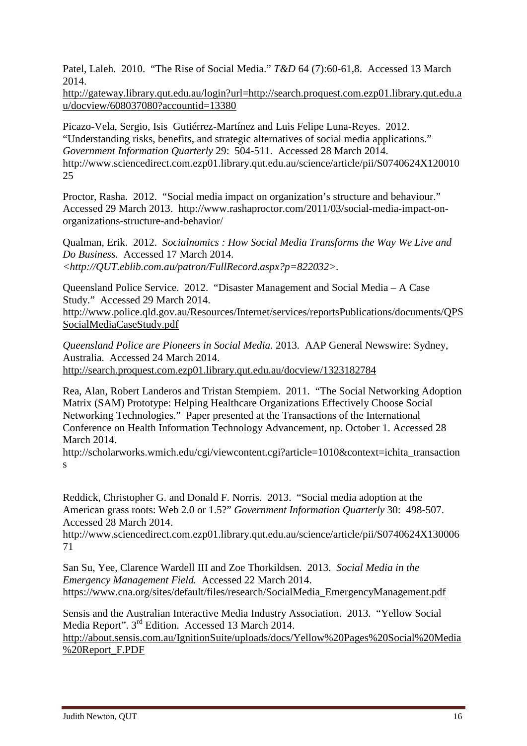Patel, Laleh. 2010. "The Rise of Social Media." *T&D* 64 (7):60-61,8. Accessed 13 March 2014. http://gateway.library.qut.edu.au/login?url=http://search.proquest.com.ezp01.library.qut.edu.au/docview/608037080?accountid=13380

Picazo-Vela, Sergio, Isis Gutiérrez-Martínez and Luis Felipe Luna-Reyes. 2012. "Understanding risks, benefits, and strategic alternatives of social media applications." *Government Information Quarterly* 29: 504-511. Accessed 28 March 2014. http://www.sciencedirect.com.ezp01.library.qut.edu.au/science/article/pii/S0740624X12001025

Proctor, Rasha. 2012. "Social media impact on organization's structure and behaviour." Accessed 29 March 2013. http://www.rashaproctor.com/2011/03/social-media-impact-on-organizations-structure-and-behavior/

Qualman, Erik. 2012. *Socialnomics : How Social Media Transforms the Way We Live and Do Business.* Accessed 17 March 2014. *<http://QUT.eblib.com.au/patron/FullRecord.aspx?p=822032>.*

Queensland Police Service. 2012. "Disaster Management and Social Media – A Case Study." Accessed 29 March 2014. http://www.police.qld.gov.au/Resources/Internet/services/reportsPublications/documents/QPSSocialMediaCaseStudy.pdf

*Queensland Police are Pioneers in Social Media.* 2013. AAP General Newswire: Sydney, Australia. Accessed 24 March 2014. http://search.proquest.com.ezp01.library.qut.edu.au/docview/1323182784

Rea, Alan, Robert Landeros and Tristan Stempiem. 2011. "The Social Networking Adoption Matrix (SAM) Prototype: Helping Healthcare Organizations Effectively Choose Social Networking Technologies." Paper presented at the Transactions of the International Conference on Health Information Technology Advancement, np. October 1. Accessed 28 March 2014. http://scholarworks.wmich.edu/cgi/viewcontent.cgi?article=1010&context=ichita_transactions

Reddick, Christopher G. and Donald F. Norris. 2013. "Social media adoption at the American grass roots: Web 2.0 or 1.5?" *Government Information Quarterly* 30: 498-507. Accessed 28 March 2014. http://www.sciencedirect.com.ezp01.library.qut.edu.au/science/article/pii/S0740624X13000671

San Su, Yee, Clarence Wardell III and Zoe Thorkildsen. 2013. *Social Media in the Emergency Management Field.* Accessed 22 March 2014. https://www.cna.org/sites/default/files/research/SocialMedia_EmergencyManagement.pdf

Sensis and the Australian Interactive Media Industry Association. 2013. "Yellow Social Media Report". 3rd Edition. Accessed 13 March 2014. http://about.sensis.com.au/IgnitionSuite/uploads/docs/Yellow%20Pages%20Social%20Media%20Report_F.PDF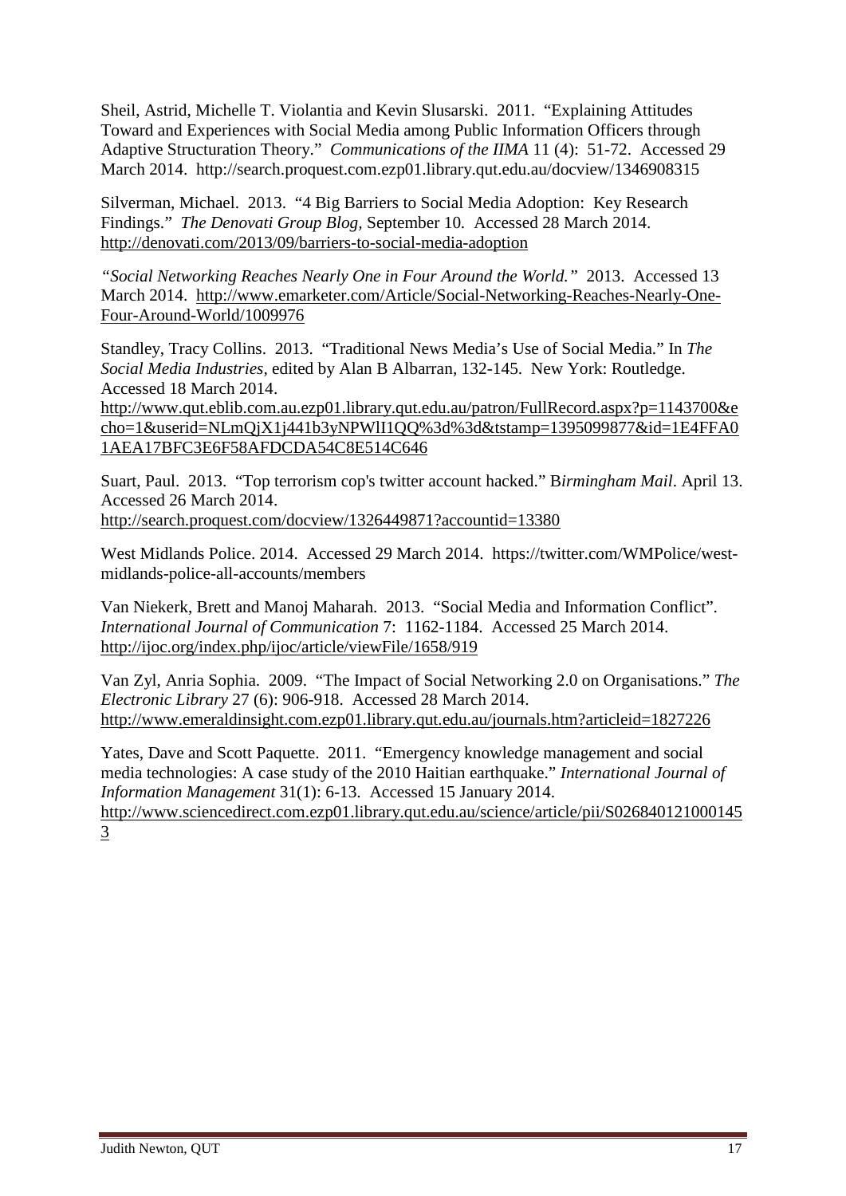Sheil, Astrid, Michelle T. Violantia and Kevin Slusarski. 2011. "Explaining Attitudes Toward and Experiences with Social Media among Public Information Officers through Adaptive Structuration Theory." *Communications of the IIMA* 11 (4): 51-72. Accessed 29 March 2014. http://search.proquest.com.ezp01.library.qut.edu.au/docview/1346908315

Silverman, Michael. 2013. "4 Big Barriers to Social Media Adoption: Key Research Findings." *The Denovati Group Blog,* September 10*.* Accessed 28 March 2014. http://denovati.com/2013/09/barriers-to-social-media-adoption

*"Social Networking Reaches Nearly One in Four Around the World."* 2013. Accessed 13 March 2014. http://www.emarketer.com/Article/Social-Networking-Reaches-Nearly-One-Four-Around-World/1009976

Standley, Tracy Collins. 2013. "Traditional News Media's Use of Social Media." In *The Social Media Industries*, edited by Alan B Albarran, 132-145. New York: Routledge. Accessed 18 March 2014. http://www.qut.eblib.com.au.ezp01.library.qut.edu.au/patron/FullRecord.aspx?p=1143700&echo=1&userid=NLmQjX1j441b3yNPWlI1QQ%3d%3d&tstamp=1395099877&id=1E4FFA01AEA17BFC3E6F58AFDCDA54C8E514C646

Suart, Paul. 2013. "Top terrorism cop's twitter account hacked." B*irmingham Mail*. April 13. Accessed 26 March 2014. http://search.proquest.com/docview/1326449871?accountid=13380

West Midlands Police. 2014. Accessed 29 March 2014. https://twitter.com/WMPolice/west-midlands-police-all-accounts/members

Van Niekerk, Brett and Manoj Maharah. 2013. "Social Media and Information Conflict". *International Journal of Communication* 7: 1162-1184. Accessed 25 March 2014. http://ijoc.org/index.php/ijoc/article/viewFile/1658/919

Van Zyl, Anria Sophia. 2009. "The Impact of Social Networking 2.0 on Organisations." *The Electronic Library* 27 (6): 906-918. Accessed 28 March 2014. http://www.emeraldinsight.com.ezp01.library.qut.edu.au/journals.htm?articleid=1827226

Yates, Dave and Scott Paquette. 2011. "Emergency knowledge management and social media technologies: A case study of the 2010 Haitian earthquake." *International Journal of Information Management* 31(1): 6-13. Accessed 15 January 2014. http://www.sciencedirect.com.ezp01.library.qut.edu.au/science/article/pii/S0268401210001453